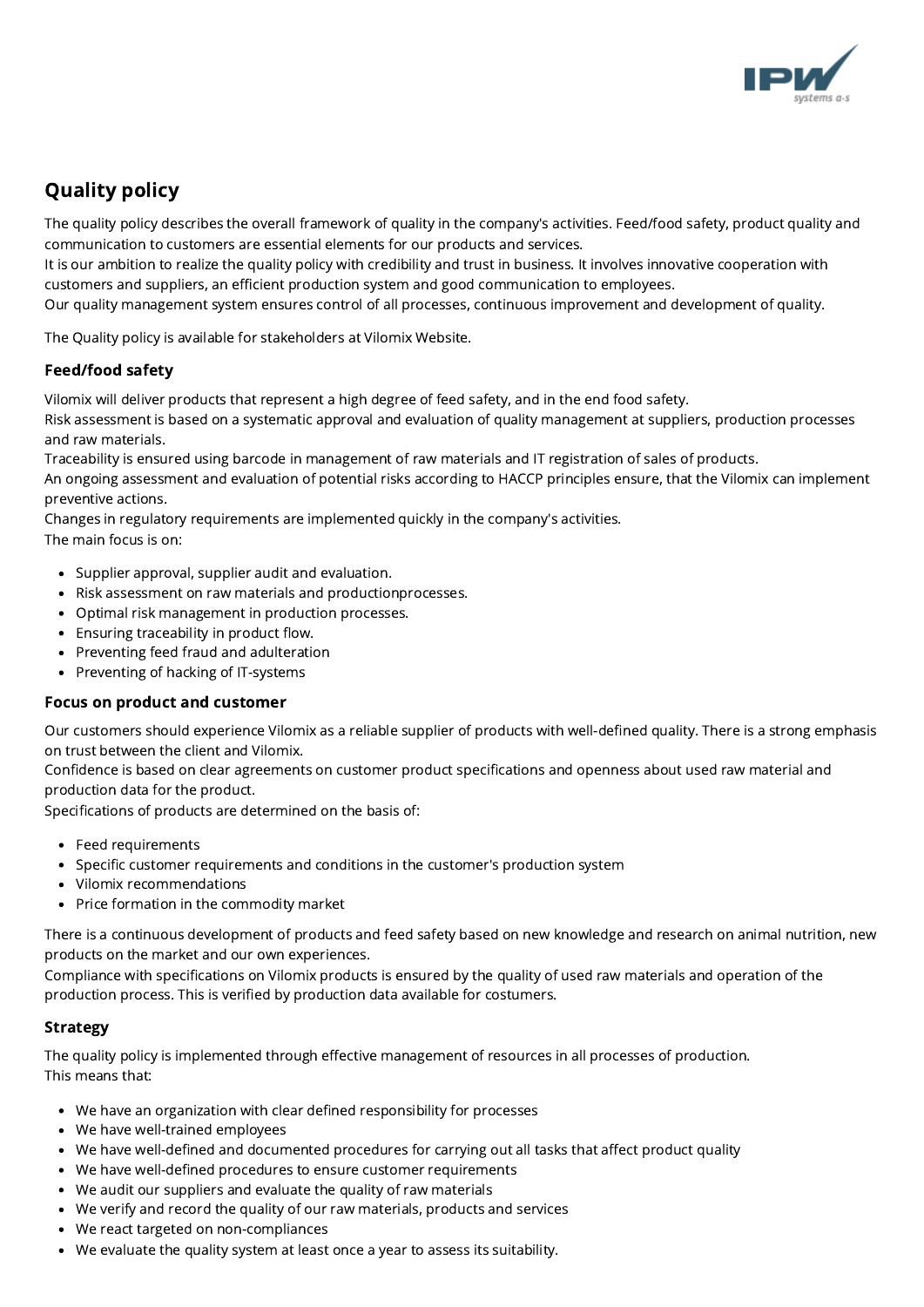## Quality policy

The quality policy describes the overall framework of quality in the company's activities. Feed/food safety, product quality and communication to customers are essential elements for our products and services.
It is our ambition to realize the quality policy with credibility and trust in business. It involves innovative cooperation with customers and suppliers, an efficient production system and good communication to employees.
Our quality management system ensures control of all processes, continuous improvement and development of quality.

The Quality policy is available for stakeholders at Vilomix Website.

### Feed/food safety

Vilomix will deliver products that represent a high degree of feed safety, and in the end food safety.
Risk assessment is based on a systematic approval and evaluation of quality management at suppliers, production processes and raw materials.
Traceability is ensured using barcode in management of raw materials and IT registration of sales of products.
An ongoing assessment and evaluation of potential risks according to HACCP principles ensure, that the Vilomix can implement preventive actions.
Changes in regulatory requirements are implemented quickly in the company's activities.
The main focus is on:

- Supplier approval, supplier audit and evaluation.
- Risk assessment on raw materials and productionprocesses.
- Optimal risk management in production processes.
- Ensuring traceability in product flow.
- Preventing feed fraud and adulteration
- Preventing of hacking of IT-systems

### Focus on product and customer

Our customers should experience Vilomix as a reliable supplier of products with well-defined quality. There is a strong emphasis on trust between the client and Vilomix.
Confidence is based on clear agreements on customer product specifications and openness about used raw material and production data for the product.
Specifications of products are determined on the basis of:

- Feed requirements
- Specific customer requirements and conditions in the customer's production system
- Vilomix recommendations
- Price formation in the commodity market

There is a continuous development of products and feed safety based on new knowledge and research on animal nutrition, new products on the market and our own experiences.
Compliance with specifications on Vilomix products is ensured by the quality of used raw materials and operation of the production process. This is verified by production data available for costumers.

### Strategy

The quality policy is implemented through effective management of resources in all processes of production.
This means that:

- We have an organization with clear defined responsibility for processes
- We have well-trained employees
- We have well-defined and documented procedures for carrying out all tasks that affect product quality
- We have well-defined procedures to ensure customer requirements
- We audit our suppliers and evaluate the quality of raw materials
- We verify and record the quality of our raw materials, products and services
- We react targeted on non-compliances
- We evaluate the quality system at least once a year to assess its suitability.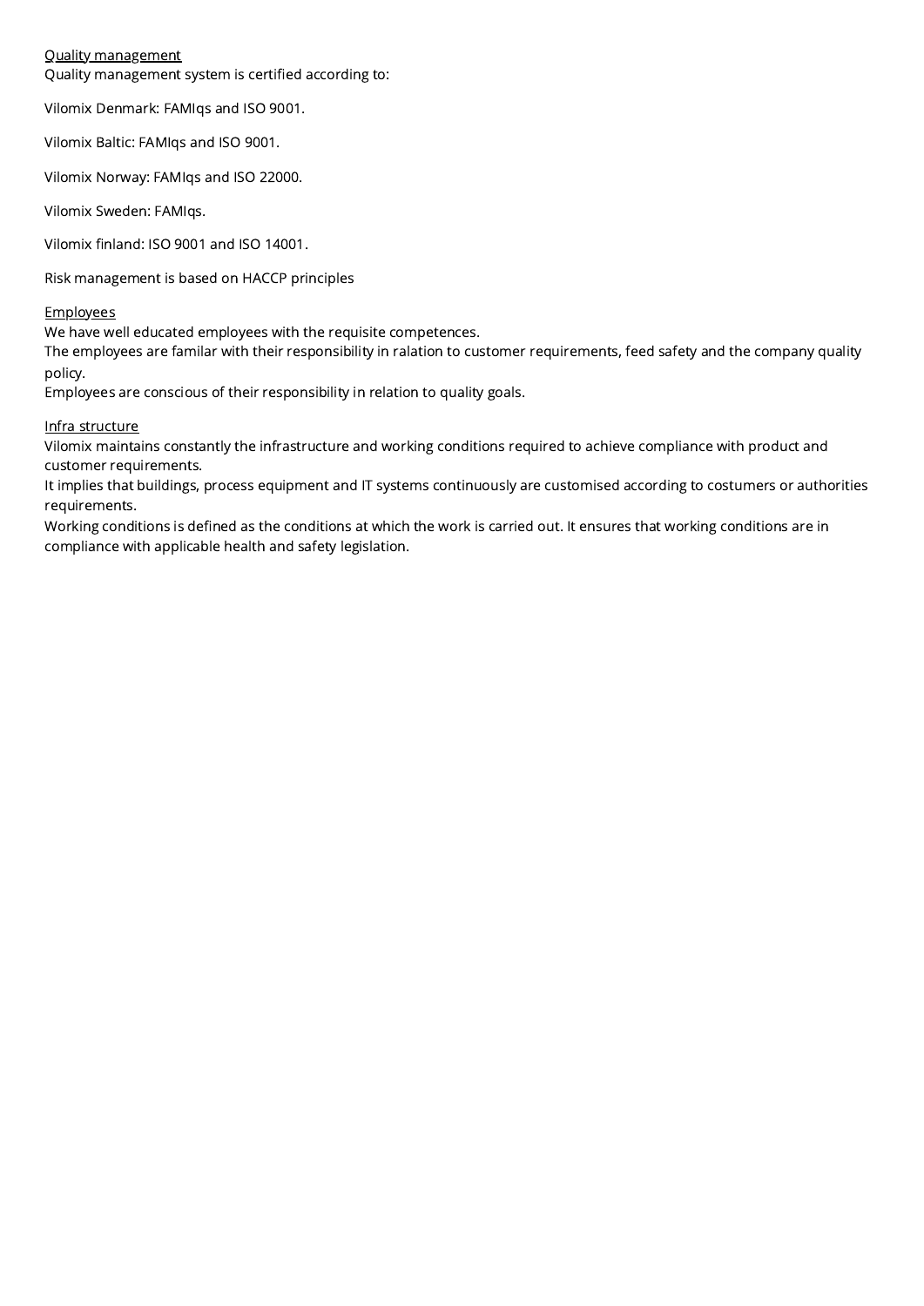Quality management

Quality management system is certified according to:

Vilomix Denmark: FAMIqs and ISO 9001.

Vilomix Baltic: FAMIqs and ISO 9001.

Vilomix Norway: FAMIqs and ISO 22000.

Vilomix Sweden: FAMIqs.

Vilomix finland: ISO 9001 and ISO 14001.

Risk management is based on HACCP principles

Employees

We have well educated employees with the requisite competences.
The employees are familar with their responsibility in ralation to customer requirements, feed safety and the company quality policy.
Employees are conscious of their responsibility in relation to quality goals.

Infra structure

Vilomix maintains constantly the infrastructure and working conditions required to achieve compliance with product and customer requirements.
It implies that buildings, process equipment and IT systems continuously are customised according to costumers or authorities requirements.
Working conditions is defined as the conditions at which the work is carried out. It ensures that working conditions are in compliance with applicable health and safety legislation.